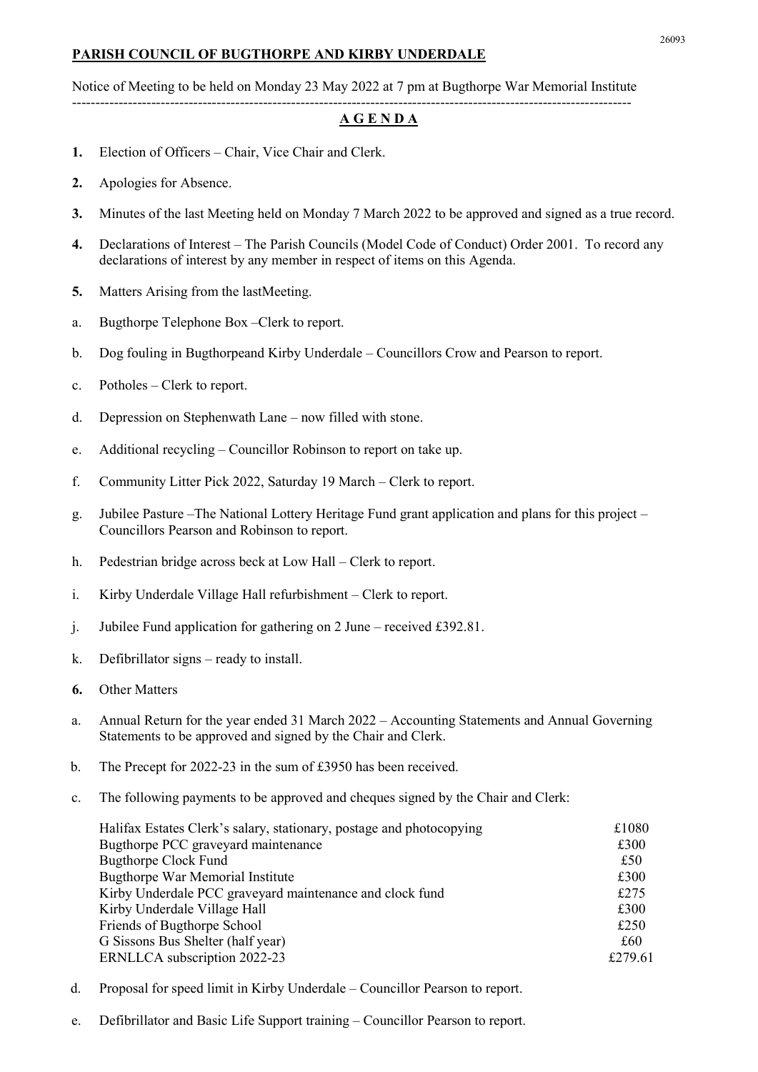**PARISH COUNCIL OF BUGTHORPE AND KIRBY UNDERDALE**

Notice of Meeting to be held on Monday 23 May 2022 at 7 pm at Bugthorpe War Memorial Institute

---

**A G E N D A**

**1.** Election of Officers – Chair, Vice Chair and Clerk.

**2.** Apologies for Absence.

**3.** Minutes of the last Meeting held on Monday 7 March 2022 to be approved and signed as a true record.

**4.** Declarations of Interest – The Parish Councils (Model Code of Conduct) Order 2001. To record any declarations of interest by any member in respect of items on this Agenda.

**5.** Matters Arising from the lastMeeting.

a. Bugthorpe Telephone Box –Clerk to report.

b. Dog fouling in Bugthorpeand Kirby Underdale – Councillors Crow and Pearson to report.

c. Potholes – Clerk to report.

d. Depression on Stephenwath Lane – now filled with stone.

e. Additional recycling – Councillor Robinson to report on take up.

f. Community Litter Pick 2022, Saturday 19 March – Clerk to report.

g. Jubilee Pasture –The National Lottery Heritage Fund grant application and plans for this project – Councillors Pearson and Robinson to report.

h. Pedestrian bridge across beck at Low Hall – Clerk to report.

i. Kirby Underdale Village Hall refurbishment – Clerk to report.

j. Jubilee Fund application for gathering on 2 June – received £392.81.

k. Defibrillator signs – ready to install.

**6.** Other Matters

a. Annual Return for the year ended 31 March 2022 – Accounting Statements and Annual Governing Statements to be approved and signed by the Chair and Clerk.

b. The Precept for 2022-23 in the sum of £3950 has been received.

c. The following payments to be approved and cheques signed by the Chair and Clerk:

| | |
|---|---|
| Halifax Estates Clerk's salary, stationary, postage and photocopying | £1080 |
| Bugthorpe PCC graveyard maintenance | £300 |
| Bugthorpe Clock Fund | £50 |
| Bugthorpe War Memorial Institute | £300 |
| Kirby Underdale PCC graveyard maintenance and clock fund | £275 |
| Kirby Underdale Village Hall | £300 |
| Friends of Bugthorpe School | £250 |
| G Sissons Bus Shelter (half year) | £60 |
| ERNLLCA subscription 2022-23 | £279.61 |

d. Proposal for speed limit in Kirby Underdale – Councillor Pearson to report.

e. Defibrillator and Basic Life Support training – Councillor Pearson to report.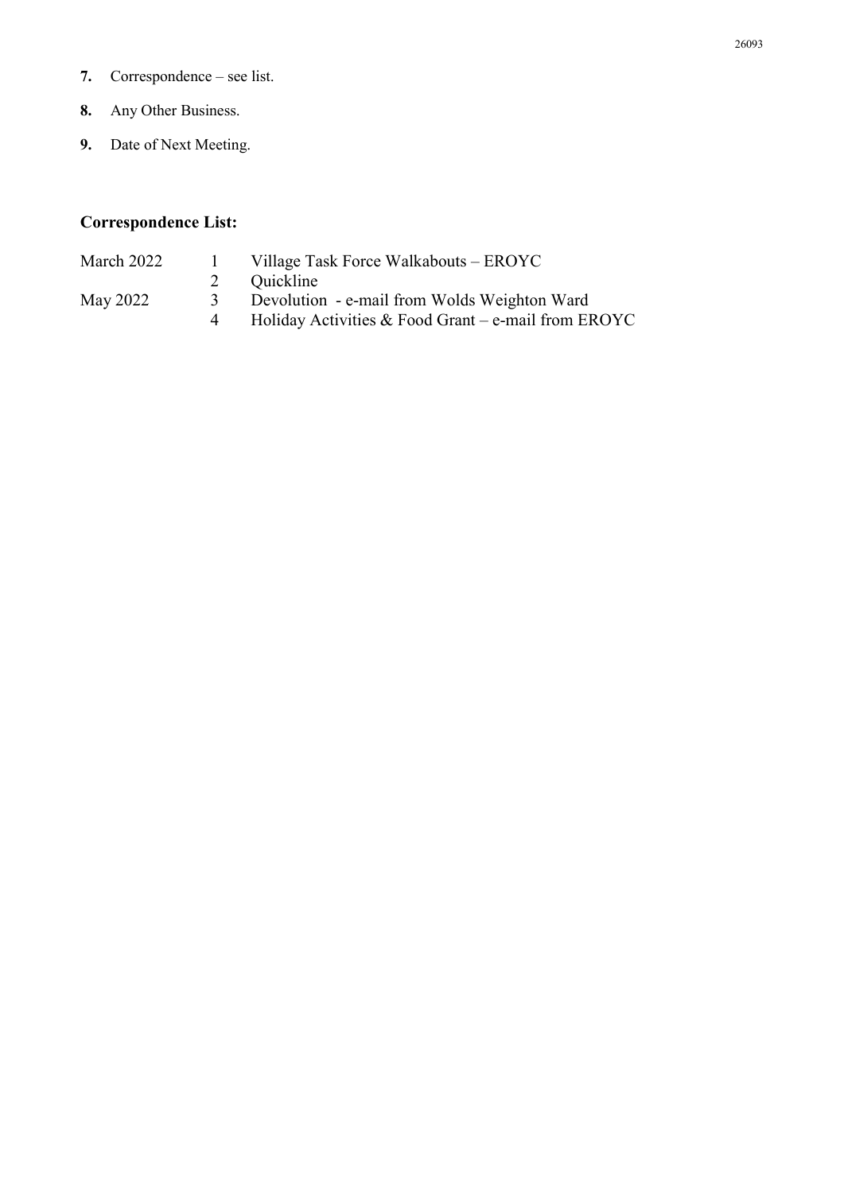7. Correspondence – see list.

8. Any Other Business.

9. Date of Next Meeting.

**Correspondence List:**

| | | |
|---|---|---|
| March 2022 | 1 | Village Task Force Walkabouts – EROYC |
| | 2 | Quickline |
| May 2022 | 3 | Devolution - e-mail from Wolds Weighton Ward |
| | 4 | Holiday Activities & Food Grant – e-mail from EROYC |